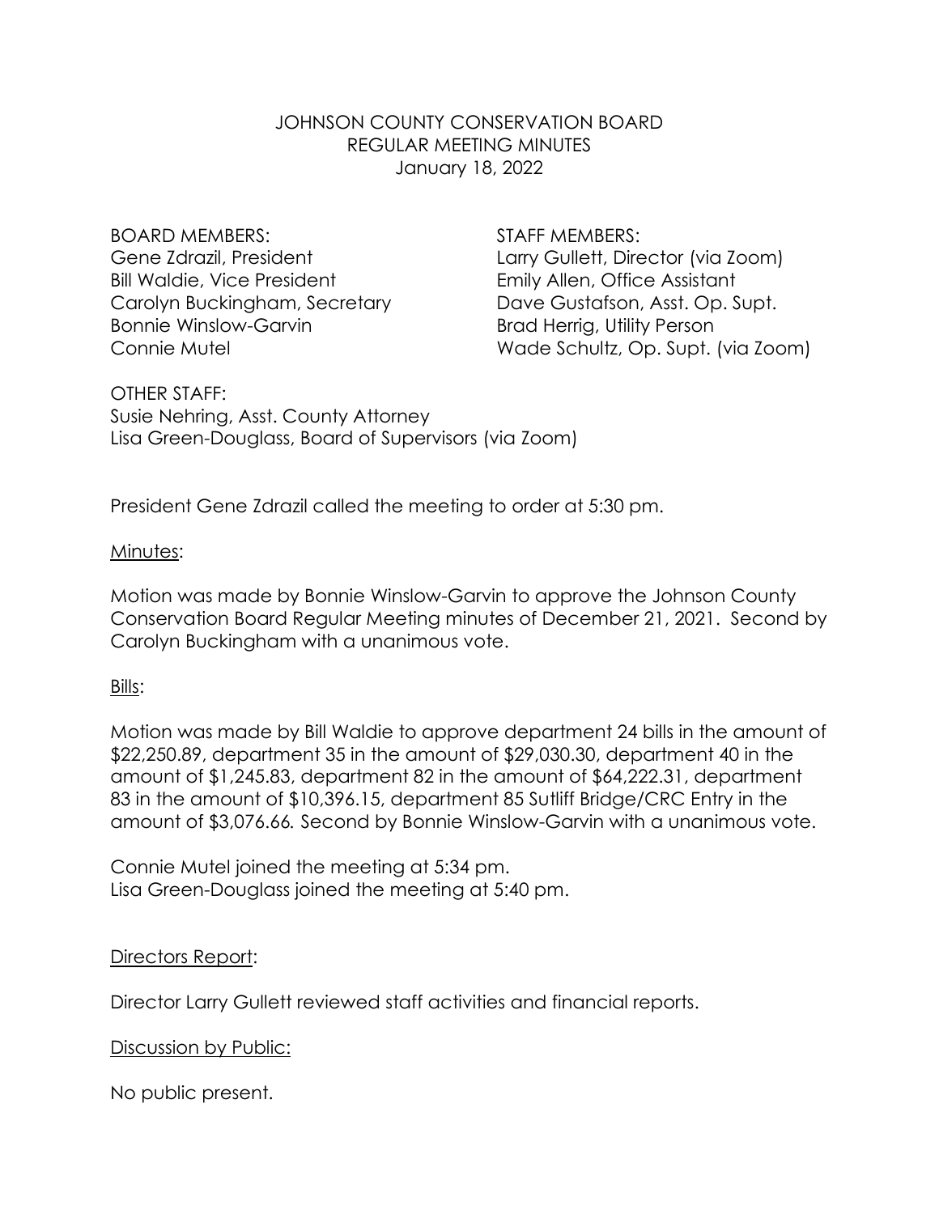JOHNSON COUNTY CONSERVATION BOARD
REGULAR MEETING MINUTES
January 18, 2022

| BOARD MEMBERS: | STAFF MEMBERS: |
| --- | --- |
| Gene Zdrazil, President | Larry Gullett, Director (via Zoom) |
| Bill Waldie, Vice President | Emily Allen, Office Assistant |
| Carolyn Buckingham, Secretary | Dave Gustafson, Asst. Op. Supt. |
| Bonnie Winslow-Garvin | Brad Herrig, Utility Person |
| Connie Mutel | Wade Schultz, Op. Supt. (via Zoom) |

OTHER STAFF:
Susie Nehring, Asst. County Attorney
Lisa Green-Douglass, Board of Supervisors (via Zoom)

President Gene Zdrazil called the meeting to order at 5:30 pm.

Minutes:

Motion was made by Bonnie Winslow-Garvin to approve the Johnson County Conservation Board Regular Meeting minutes of December 21, 2021. Second by Carolyn Buckingham with a unanimous vote.

Bills:

Motion was made by Bill Waldie to approve department 24 bills in the amount of $22,250.89, department 35 in the amount of $29,030.30, department 40 in the amount of $1,245.83, department 82 in the amount of $64,222.31, department 83 in the amount of $10,396.15, department 85 Sutliff Bridge/CRC Entry in the amount of $3,076.66. Second by Bonnie Winslow-Garvin with a unanimous vote.

Connie Mutel joined the meeting at 5:34 pm.
Lisa Green-Douglass joined the meeting at 5:40 pm.

Directors Report:

Director Larry Gullett reviewed staff activities and financial reports.

Discussion by Public:

No public present.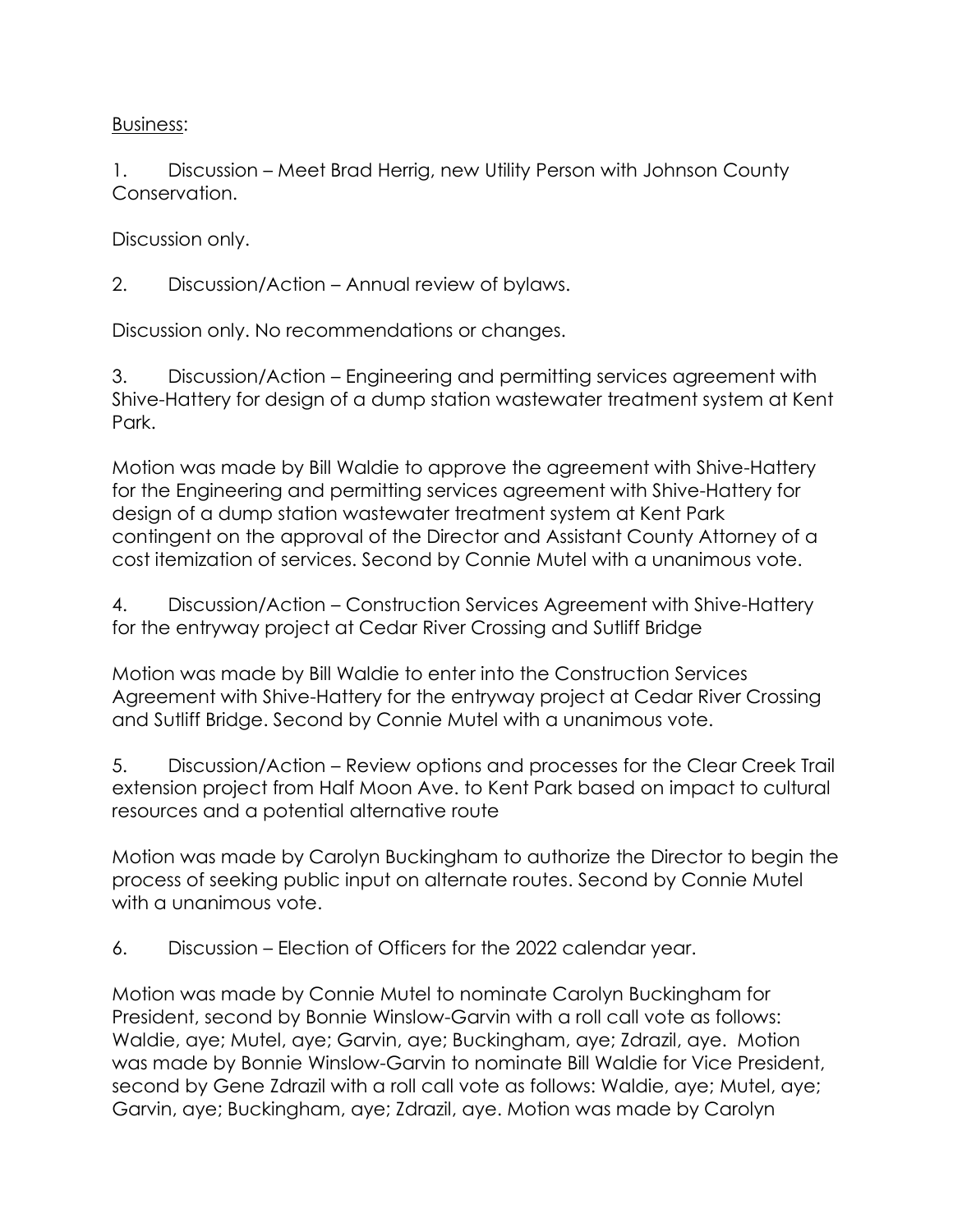Business:

1. Discussion – Meet Brad Herrig, new Utility Person with Johnson County Conservation.

Discussion only.

2. Discussion/Action – Annual review of bylaws.

Discussion only. No recommendations or changes.

3. Discussion/Action – Engineering and permitting services agreement with Shive-Hattery for design of a dump station wastewater treatment system at Kent Park.

Motion was made by Bill Waldie to approve the agreement with Shive-Hattery for the Engineering and permitting services agreement with Shive-Hattery for design of a dump station wastewater treatment system at Kent Park contingent on the approval of the Director and Assistant County Attorney of a cost itemization of services. Second by Connie Mutel with a unanimous vote.

4. Discussion/Action – Construction Services Agreement with Shive-Hattery for the entryway project at Cedar River Crossing and Sutliff Bridge

Motion was made by Bill Waldie to enter into the Construction Services Agreement with Shive-Hattery for the entryway project at Cedar River Crossing and Sutliff Bridge. Second by Connie Mutel with a unanimous vote.

5. Discussion/Action – Review options and processes for the Clear Creek Trail extension project from Half Moon Ave. to Kent Park based on impact to cultural resources and a potential alternative route

Motion was made by Carolyn Buckingham to authorize the Director to begin the process of seeking public input on alternate routes. Second by Connie Mutel with a unanimous vote.

6. Discussion – Election of Officers for the 2022 calendar year.

Motion was made by Connie Mutel to nominate Carolyn Buckingham for President, second by Bonnie Winslow-Garvin with a roll call vote as follows: Waldie, aye; Mutel, aye; Garvin, aye; Buckingham, aye; Zdrazil, aye. Motion was made by Bonnie Winslow-Garvin to nominate Bill Waldie for Vice President, second by Gene Zdrazil with a roll call vote as follows: Waldie, aye; Mutel, aye; Garvin, aye; Buckingham, aye; Zdrazil, aye. Motion was made by Carolyn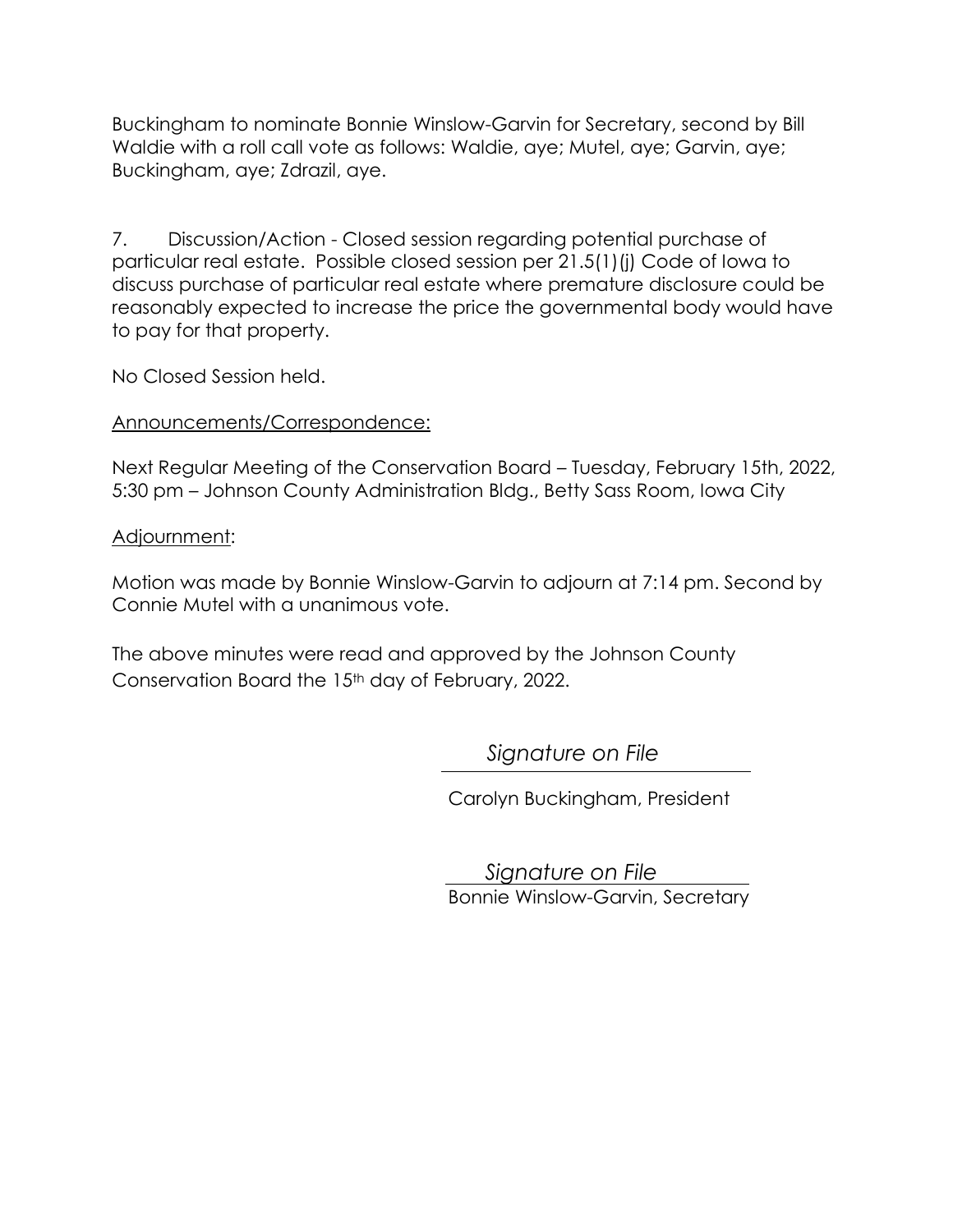Buckingham to nominate Bonnie Winslow-Garvin for Secretary, second by Bill Waldie with a roll call vote as follows: Waldie, aye; Mutel, aye; Garvin, aye; Buckingham, aye; Zdrazil, aye.

7. Discussion/Action - Closed session regarding potential purchase of particular real estate. Possible closed session per 21.5(1)(j) Code of Iowa to discuss purchase of particular real estate where premature disclosure could be reasonably expected to increase the price the governmental body would have to pay for that property.

No Closed Session held.

Announcements/Correspondence:

Next Regular Meeting of the Conservation Board – Tuesday, February 15th, 2022, 5:30 pm – Johnson County Administration Bldg., Betty Sass Room, Iowa City

Adjournment:

Motion was made by Bonnie Winslow-Garvin to adjourn at 7:14 pm. Second by Connie Mutel with a unanimous vote.

The above minutes were read and approved by the Johnson County Conservation Board the 15th day of February, 2022.

*Signature on File*

Carolyn Buckingham, President

*Signature on File*

Bonnie Winslow-Garvin, Secretary